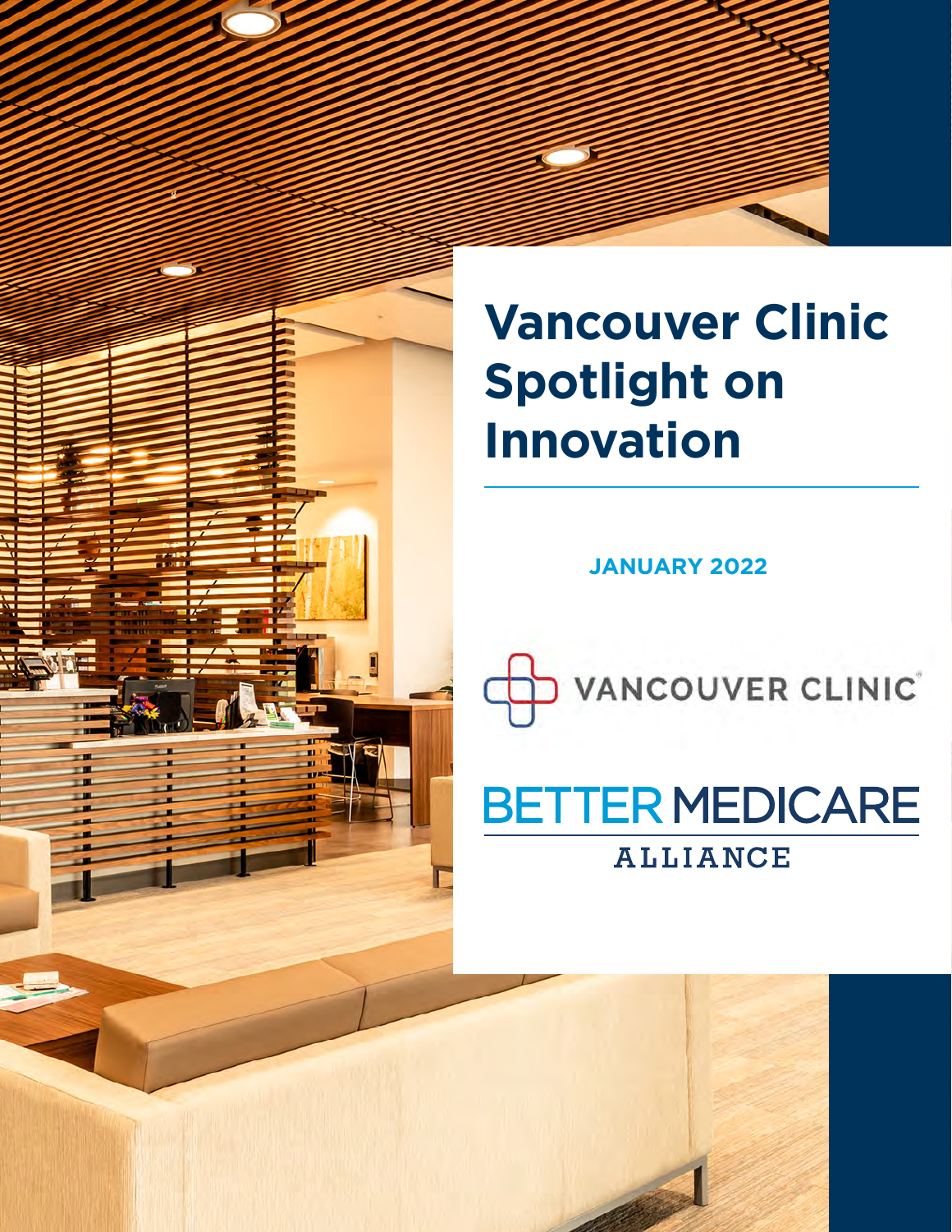# Vancouver Clinic Spotlight on Innovation

**JANUARY 2022**

VANCOUVER CLINIC

BETTER MEDICARE ALLIANCE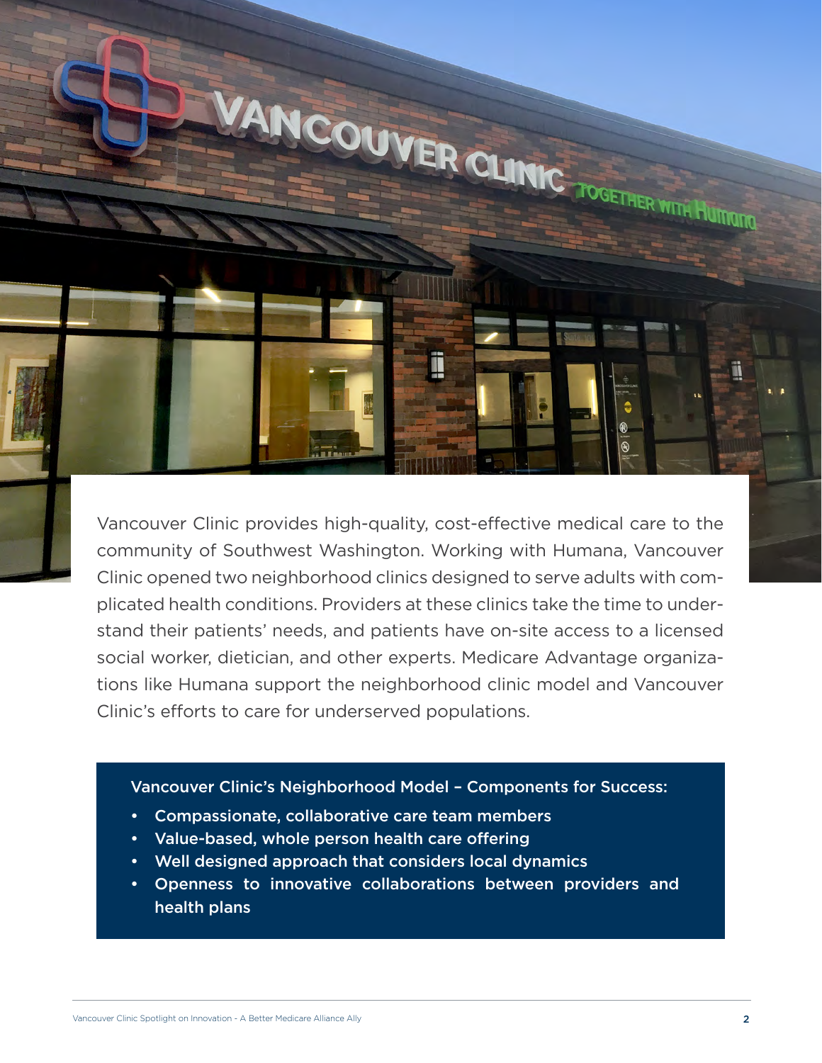Vancouver Clinic provides high-quality, cost-effective medical care to the community of Southwest Washington. Working with Humana, Vancouver Clinic opened two neighborhood clinics designed to serve adults with complicated health conditions. Providers at these clinics take the time to understand their patients' needs, and patients have on-site access to a licensed social worker, dietician, and other experts. Medicare Advantage organizations like Humana support the neighborhood clinic model and Vancouver Clinic's efforts to care for underserved populations.

**Vancouver Clinic's Neighborhood Model – Components for Success:**

- Compassionate, collaborative care team members
- Value-based, whole person health care offering
- Well designed approach that considers local dynamics
- Openness to innovative collaborations between providers and health plans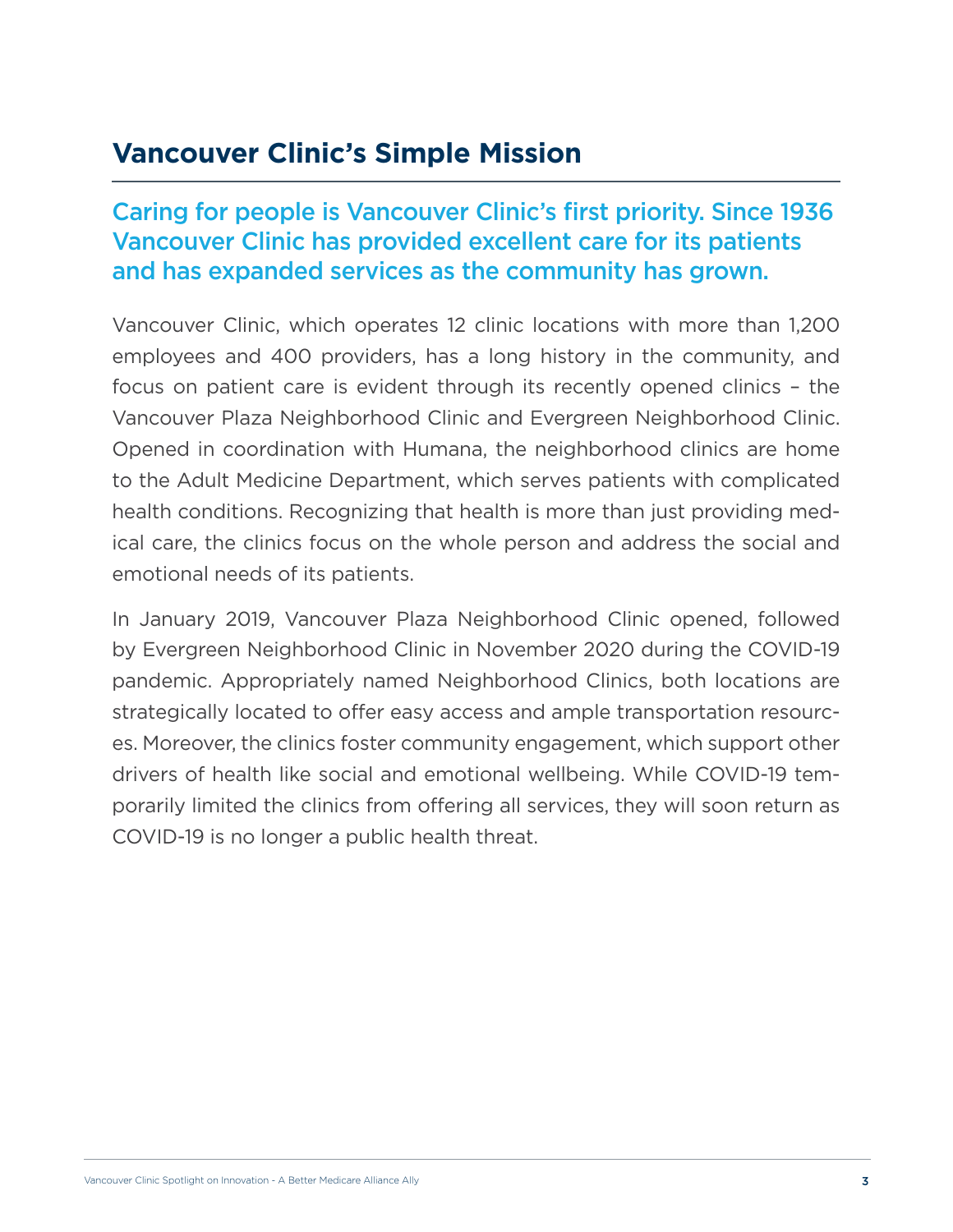## Vancouver Clinic's Simple Mission

**Caring for people is Vancouver Clinic's first priority. Since 1936 Vancouver Clinic has provided excellent care for its patients and has expanded services as the community has grown.**

Vancouver Clinic, which operates 12 clinic locations with more than 1,200 employees and 400 providers, has a long history in the community, and focus on patient care is evident through its recently opened clinics – the Vancouver Plaza Neighborhood Clinic and Evergreen Neighborhood Clinic. Opened in coordination with Humana, the neighborhood clinics are home to the Adult Medicine Department, which serves patients with complicated health conditions. Recognizing that health is more than just providing medical care, the clinics focus on the whole person and address the social and emotional needs of its patients.

In January 2019, Vancouver Plaza Neighborhood Clinic opened, followed by Evergreen Neighborhood Clinic in November 2020 during the COVID-19 pandemic. Appropriately named Neighborhood Clinics, both locations are strategically located to offer easy access and ample transportation resources. Moreover, the clinics foster community engagement, which support other drivers of health like social and emotional wellbeing. While COVID-19 temporarily limited the clinics from offering all services, they will soon return as COVID-19 is no longer a public health threat.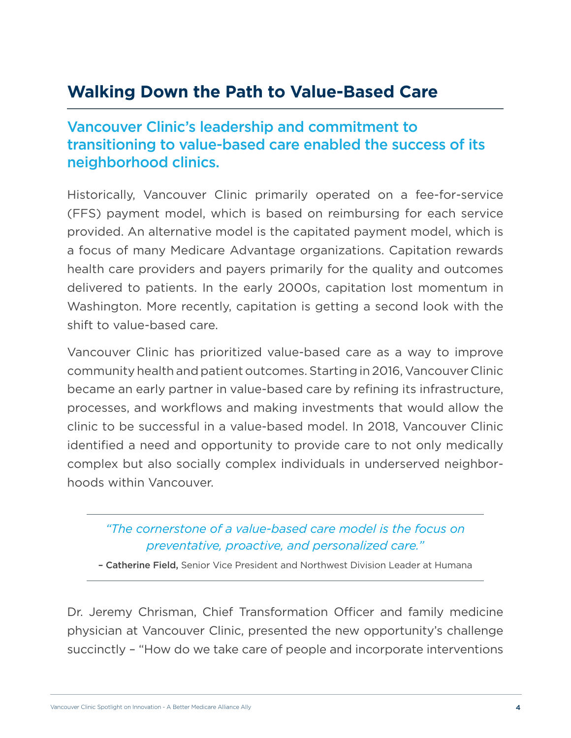## Walking Down the Path to Value-Based Care

### Vancouver Clinic's leadership and commitment to transitioning to value-based care enabled the success of its neighborhood clinics.

Historically, Vancouver Clinic primarily operated on a fee-for-service (FFS) payment model, which is based on reimbursing for each service provided. An alternative model is the capitated payment model, which is a focus of many Medicare Advantage organizations. Capitation rewards health care providers and payers primarily for the quality and outcomes delivered to patients. In the early 2000s, capitation lost momentum in Washington. More recently, capitation is getting a second look with the shift to value-based care.

Vancouver Clinic has prioritized value-based care as a way to improve community health and patient outcomes. Starting in 2016, Vancouver Clinic became an early partner in value-based care by refining its infrastructure, processes, and workflows and making investments that would allow the clinic to be successful in a value-based model. In 2018, Vancouver Clinic identified a need and opportunity to provide care to not only medically complex but also socially complex individuals in underserved neighborhoods within Vancouver.

> *"The cornerstone of a value-based care model is the focus on preventative, proactive, and personalized care."*
>
> – **Catherine Field,** Senior Vice President and Northwest Division Leader at Humana

Dr. Jeremy Chrisman, Chief Transformation Officer and family medicine physician at Vancouver Clinic, presented the new opportunity's challenge succinctly – "How do we take care of people and incorporate interventions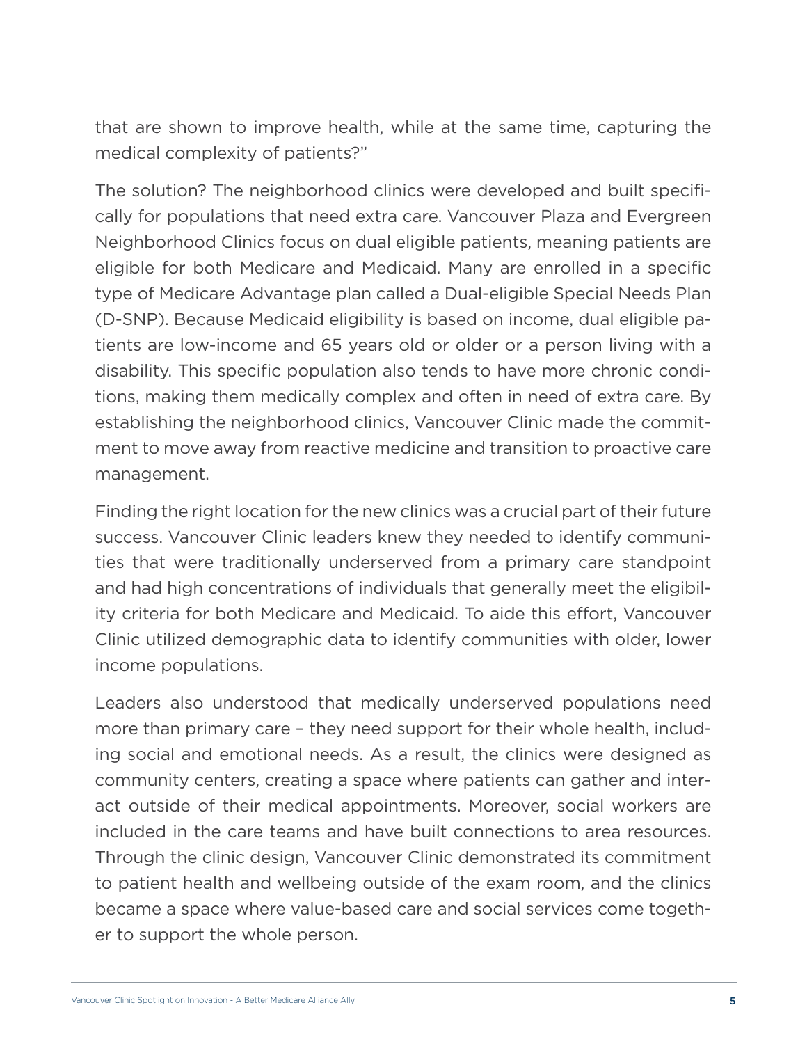that are shown to improve health, while at the same time, capturing the medical complexity of patients?"

The solution? The neighborhood clinics were developed and built specifically for populations that need extra care. Vancouver Plaza and Evergreen Neighborhood Clinics focus on dual eligible patients, meaning patients are eligible for both Medicare and Medicaid. Many are enrolled in a specific type of Medicare Advantage plan called a Dual-eligible Special Needs Plan (D-SNP). Because Medicaid eligibility is based on income, dual eligible patients are low-income and 65 years old or older or a person living with a disability. This specific population also tends to have more chronic conditions, making them medically complex and often in need of extra care. By establishing the neighborhood clinics, Vancouver Clinic made the commitment to move away from reactive medicine and transition to proactive care management.

Finding the right location for the new clinics was a crucial part of their future success. Vancouver Clinic leaders knew they needed to identify communities that were traditionally underserved from a primary care standpoint and had high concentrations of individuals that generally meet the eligibility criteria for both Medicare and Medicaid. To aide this effort, Vancouver Clinic utilized demographic data to identify communities with older, lower income populations.

Leaders also understood that medically underserved populations need more than primary care – they need support for their whole health, including social and emotional needs. As a result, the clinics were designed as community centers, creating a space where patients can gather and interact outside of their medical appointments. Moreover, social workers are included in the care teams and have built connections to area resources. Through the clinic design, Vancouver Clinic demonstrated its commitment to patient health and wellbeing outside of the exam room, and the clinics became a space where value-based care and social services come together to support the whole person.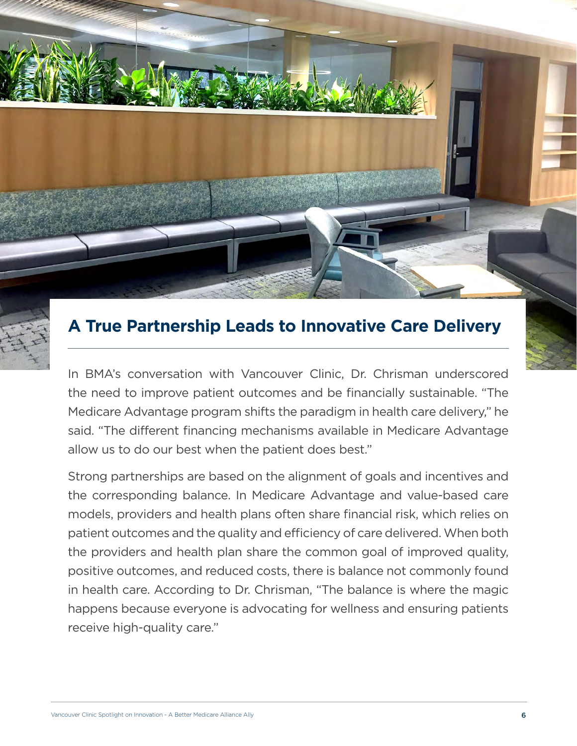## A True Partnership Leads to Innovative Care Delivery

In BMA's conversation with Vancouver Clinic, Dr. Chrisman underscored the need to improve patient outcomes and be financially sustainable. "The Medicare Advantage program shifts the paradigm in health care delivery," he said. "The different financing mechanisms available in Medicare Advantage allow us to do our best when the patient does best."

Strong partnerships are based on the alignment of goals and incentives and the corresponding balance. In Medicare Advantage and value-based care models, providers and health plans often share financial risk, which relies on patient outcomes and the quality and efficiency of care delivered. When both the providers and health plan share the common goal of improved quality, positive outcomes, and reduced costs, there is balance not commonly found in health care. According to Dr. Chrisman, "The balance is where the magic happens because everyone is advocating for wellness and ensuring patients receive high-quality care."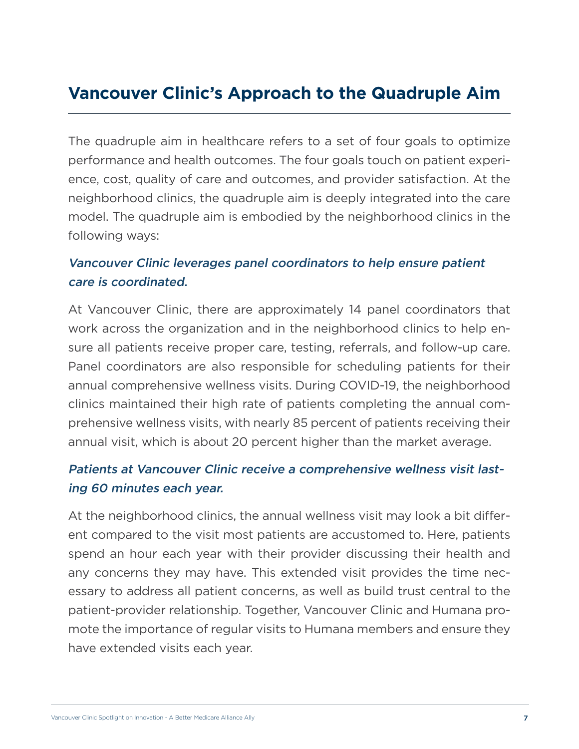## Vancouver Clinic's Approach to the Quadruple Aim

The quadruple aim in healthcare refers to a set of four goals to optimize performance and health outcomes. The four goals touch on patient experience, cost, quality of care and outcomes, and provider satisfaction. At the neighborhood clinics, the quadruple aim is deeply integrated into the care model. The quadruple aim is embodied by the neighborhood clinics in the following ways:

### *Vancouver Clinic leverages panel coordinators to help ensure patient care is coordinated.*

At Vancouver Clinic, there are approximately 14 panel coordinators that work across the organization and in the neighborhood clinics to help ensure all patients receive proper care, testing, referrals, and follow-up care. Panel coordinators are also responsible for scheduling patients for their annual comprehensive wellness visits. During COVID-19, the neighborhood clinics maintained their high rate of patients completing the annual comprehensive wellness visits, with nearly 85 percent of patients receiving their annual visit, which is about 20 percent higher than the market average.

### *Patients at Vancouver Clinic receive a comprehensive wellness visit lasting 60 minutes each year.*

At the neighborhood clinics, the annual wellness visit may look a bit different compared to the visit most patients are accustomed to. Here, patients spend an hour each year with their provider discussing their health and any concerns they may have. This extended visit provides the time necessary to address all patient concerns, as well as build trust central to the patient-provider relationship. Together, Vancouver Clinic and Humana promote the importance of regular visits to Humana members and ensure they have extended visits each year.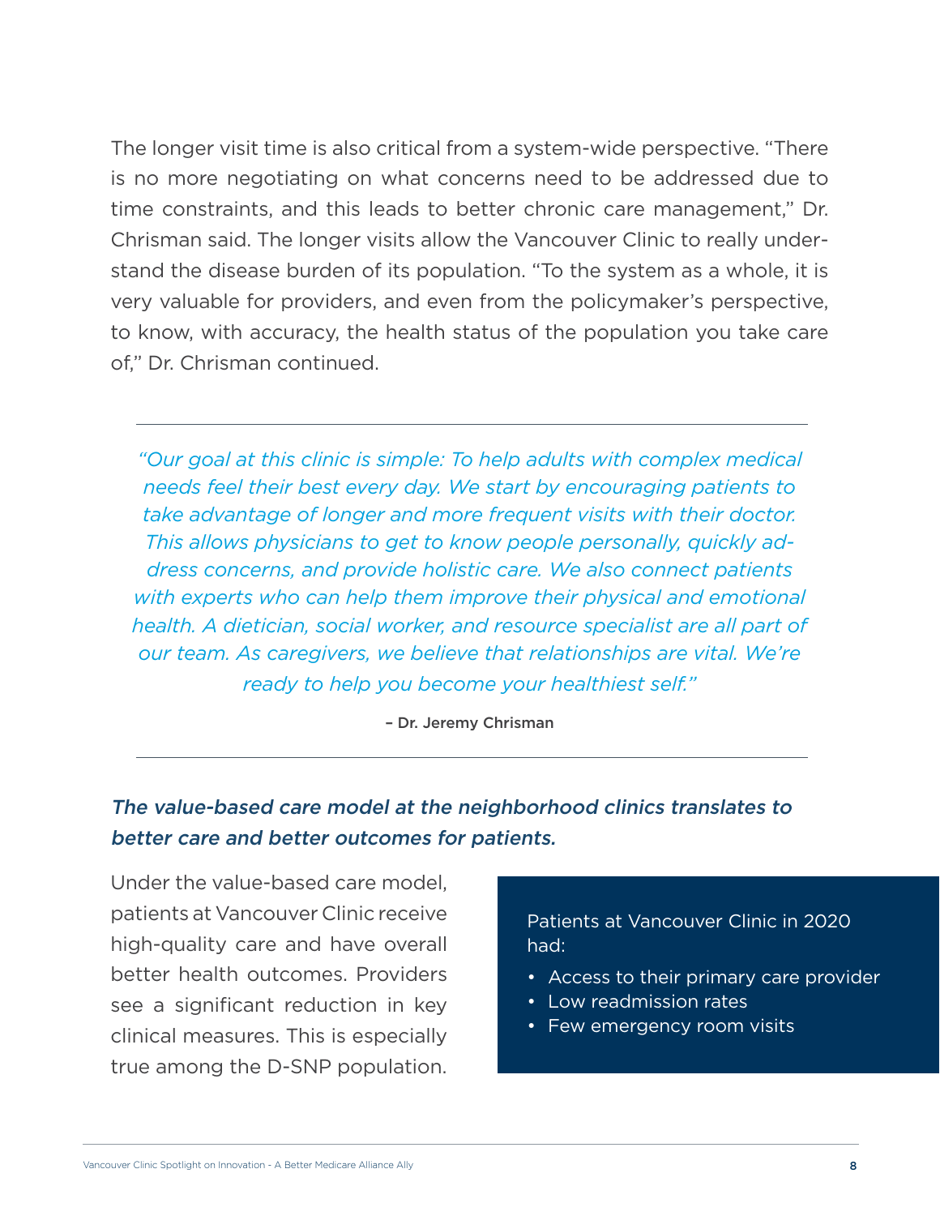The longer visit time is also critical from a system-wide perspective. "There is no more negotiating on what concerns need to be addressed due to time constraints, and this leads to better chronic care management," Dr. Chrisman said. The longer visits allow the Vancouver Clinic to really understand the disease burden of its population. "To the system as a whole, it is very valuable for providers, and even from the policymaker's perspective, to know, with accuracy, the health status of the population you take care of," Dr. Chrisman continued.

---

*"Our goal at this clinic is simple: To help adults with complex medical needs feel their best every day. We start by encouraging patients to take advantage of longer and more frequent visits with their doctor. This allows physicians to get to know people personally, quickly address concerns, and provide holistic care. We also connect patients with experts who can help them improve their physical and emotional health. A dietician, social worker, and resource specialist are all part of our team. As caregivers, we believe that relationships are vital. We're ready to help you become your healthiest self."*

**– Dr. Jeremy Chrisman**

---

***The value-based care model at the neighborhood clinics translates to better care and better outcomes for patients.***

Under the value-based care model, patients at Vancouver Clinic receive high-quality care and have overall better health outcomes. Providers see a significant reduction in key clinical measures. This is especially true among the D-SNP population.

Patients at Vancouver Clinic in 2020 had:

- Access to their primary care provider
- Low readmission rates
- Few emergency room visits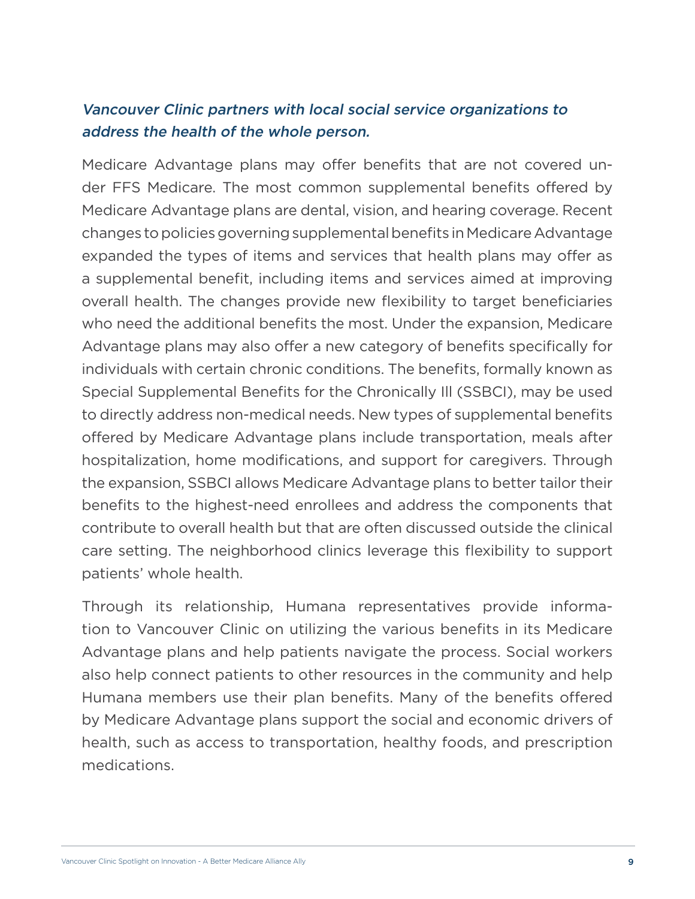*Vancouver Clinic partners with local social service organizations to address the health of the whole person.*

Medicare Advantage plans may offer benefits that are not covered under FFS Medicare. The most common supplemental benefits offered by Medicare Advantage plans are dental, vision, and hearing coverage. Recent changes to policies governing supplemental benefits in Medicare Advantage expanded the types of items and services that health plans may offer as a supplemental benefit, including items and services aimed at improving overall health. The changes provide new flexibility to target beneficiaries who need the additional benefits the most. Under the expansion, Medicare Advantage plans may also offer a new category of benefits specifically for individuals with certain chronic conditions. The benefits, formally known as Special Supplemental Benefits for the Chronically Ill (SSBCI), may be used to directly address non-medical needs. New types of supplemental benefits offered by Medicare Advantage plans include transportation, meals after hospitalization, home modifications, and support for caregivers. Through the expansion, SSBCI allows Medicare Advantage plans to better tailor their benefits to the highest-need enrollees and address the components that contribute to overall health but that are often discussed outside the clinical care setting. The neighborhood clinics leverage this flexibility to support patients' whole health.

Through its relationship, Humana representatives provide information to Vancouver Clinic on utilizing the various benefits in its Medicare Advantage plans and help patients navigate the process. Social workers also help connect patients to other resources in the community and help Humana members use their plan benefits. Many of the benefits offered by Medicare Advantage plans support the social and economic drivers of health, such as access to transportation, healthy foods, and prescription medications.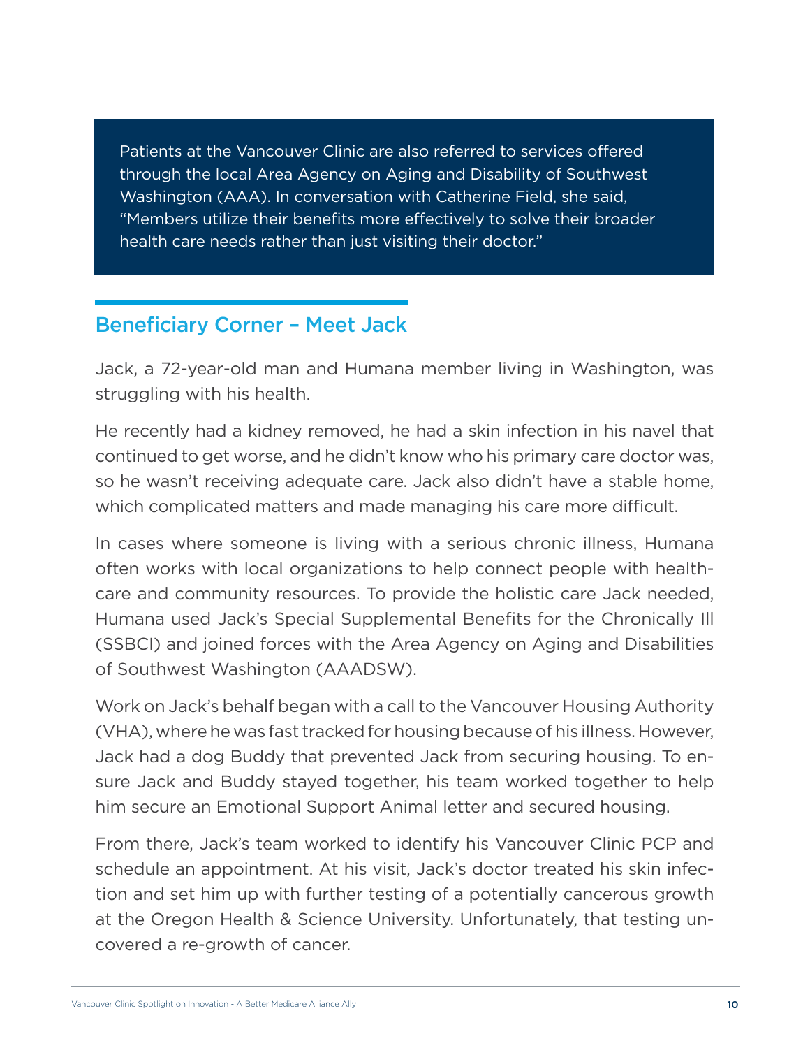Patients at the Vancouver Clinic are also referred to services offered through the local Area Agency on Aging and Disability of Southwest Washington (AAA). In conversation with Catherine Field, she said, "Members utilize their benefits more effectively to solve their broader health care needs rather than just visiting their doctor."

## Beneficiary Corner – Meet Jack

Jack, a 72-year-old man and Humana member living in Washington, was struggling with his health.

He recently had a kidney removed, he had a skin infection in his navel that continued to get worse, and he didn't know who his primary care doctor was, so he wasn't receiving adequate care. Jack also didn't have a stable home, which complicated matters and made managing his care more difficult.

In cases where someone is living with a serious chronic illness, Humana often works with local organizations to help connect people with health-care and community resources. To provide the holistic care Jack needed, Humana used Jack's Special Supplemental Benefits for the Chronically Ill (SSBCI) and joined forces with the Area Agency on Aging and Disabilities of Southwest Washington (AAADSW).

Work on Jack's behalf began with a call to the Vancouver Housing Authority (VHA), where he was fast tracked for housing because of his illness. However, Jack had a dog Buddy that prevented Jack from securing housing. To ensure Jack and Buddy stayed together, his team worked together to help him secure an Emotional Support Animal letter and secured housing.

From there, Jack's team worked to identify his Vancouver Clinic PCP and schedule an appointment. At his visit, Jack's doctor treated his skin infection and set him up with further testing of a potentially cancerous growth at the Oregon Health & Science University. Unfortunately, that testing uncovered a re-growth of cancer.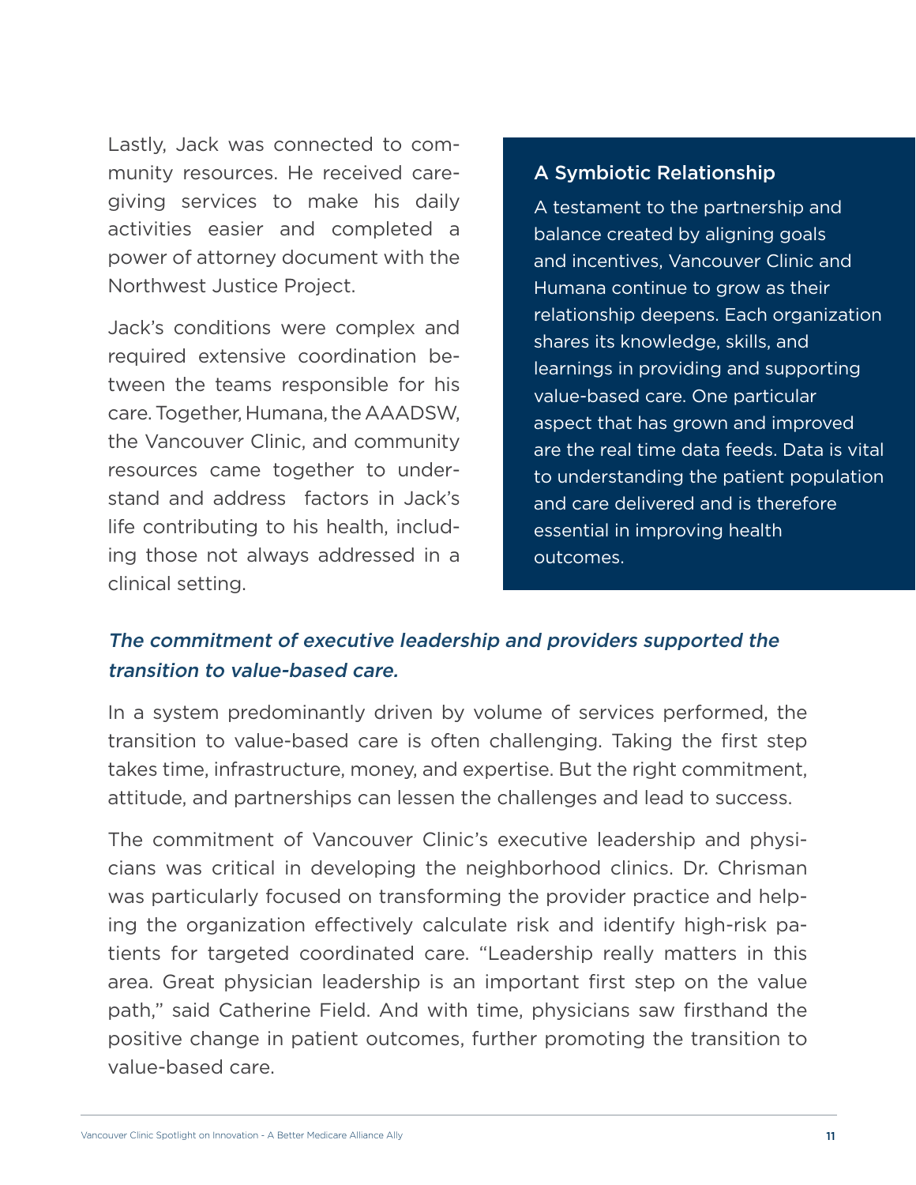Lastly, Jack was connected to community resources. He received caregiving services to make his daily activities easier and completed a power of attorney document with the Northwest Justice Project.

Jack's conditions were complex and required extensive coordination between the teams responsible for his care. Together, Humana, the AAADSW, the Vancouver Clinic, and community resources came together to understand and address factors in Jack's life contributing to his health, including those not always addressed in a clinical setting.

### A Symbiotic Relationship

A testament to the partnership and balance created by aligning goals and incentives, Vancouver Clinic and Humana continue to grow as their relationship deepens. Each organization shares its knowledge, skills, and learnings in providing and supporting value-based care. One particular aspect that has grown and improved are the real time data feeds. Data is vital to understanding the patient population and care delivered and is therefore essential in improving health outcomes.

### *The commitment of executive leadership and providers supported the transition to value-based care.*

In a system predominantly driven by volume of services performed, the transition to value-based care is often challenging. Taking the first step takes time, infrastructure, money, and expertise. But the right commitment, attitude, and partnerships can lessen the challenges and lead to success.

The commitment of Vancouver Clinic's executive leadership and physicians was critical in developing the neighborhood clinics. Dr. Chrisman was particularly focused on transforming the provider practice and helping the organization effectively calculate risk and identify high-risk patients for targeted coordinated care. "Leadership really matters in this area. Great physician leadership is an important first step on the value path," said Catherine Field. And with time, physicians saw firsthand the positive change in patient outcomes, further promoting the transition to value-based care.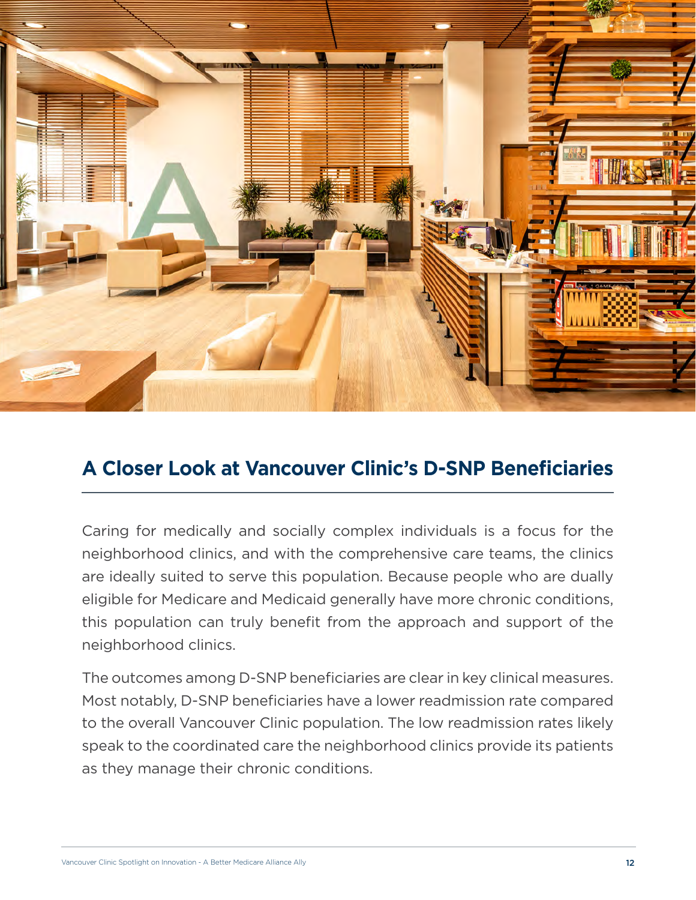## A Closer Look at Vancouver Clinic's D-SNP Beneficiaries

Caring for medically and socially complex individuals is a focus for the neighborhood clinics, and with the comprehensive care teams, the clinics are ideally suited to serve this population. Because people who are dually eligible for Medicare and Medicaid generally have more chronic conditions, this population can truly benefit from the approach and support of the neighborhood clinics.

The outcomes among D-SNP beneficiaries are clear in key clinical measures. Most notably, D-SNP beneficiaries have a lower readmission rate compared to the overall Vancouver Clinic population. The low readmission rates likely speak to the coordinated care the neighborhood clinics provide its patients as they manage their chronic conditions.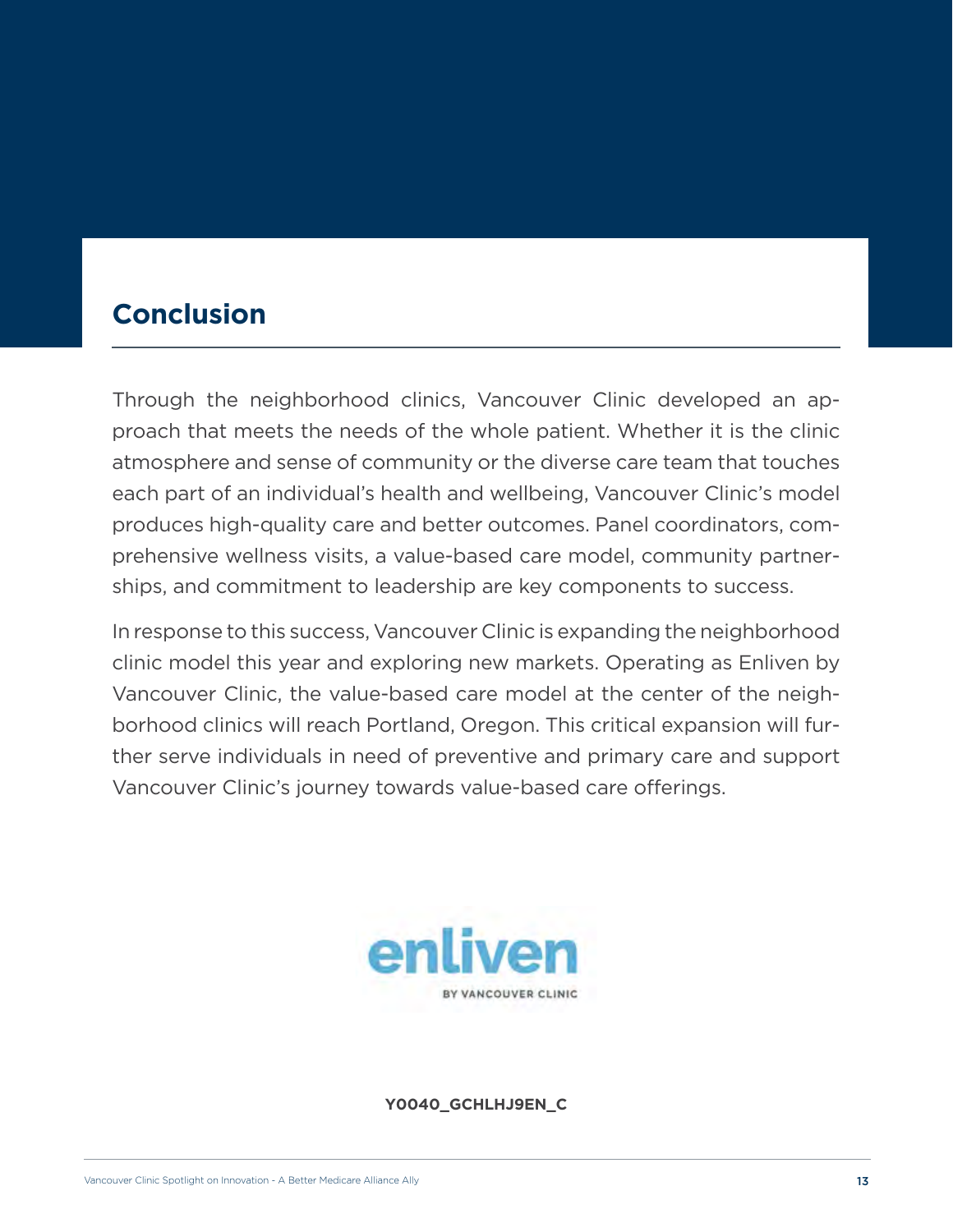## Conclusion

Through the neighborhood clinics, Vancouver Clinic developed an approach that meets the needs of the whole patient. Whether it is the clinic atmosphere and sense of community or the diverse care team that touches each part of an individual's health and wellbeing, Vancouver Clinic's model produces high-quality care and better outcomes. Panel coordinators, comprehensive wellness visits, a value-based care model, community partnerships, and commitment to leadership are key components to success.

In response to this success, Vancouver Clinic is expanding the neighborhood clinic model this year and exploring new markets. Operating as Enliven by Vancouver Clinic, the value-based care model at the center of the neighborhood clinics will reach Portland, Oregon. This critical expansion will further serve individuals in need of preventive and primary care and support Vancouver Clinic's journey towards value-based care offerings.

enliven
BY VANCOUVER CLINIC

**Y0040_GCHLHJ9EN_C**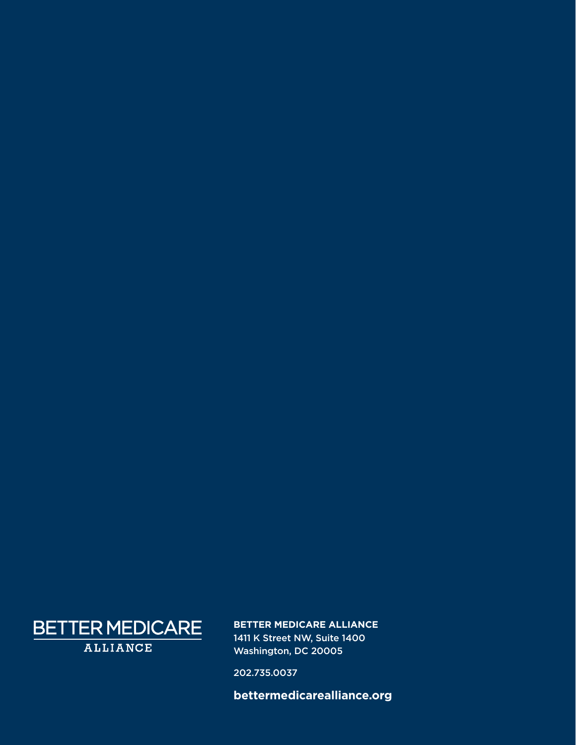BETTER MEDICARE
ALLIANCE

**BETTER MEDICARE ALLIANCE**
1411 K Street NW, Suite 1400
Washington, DC 20005

202.735.0037

**bettermedicarealliance.org**